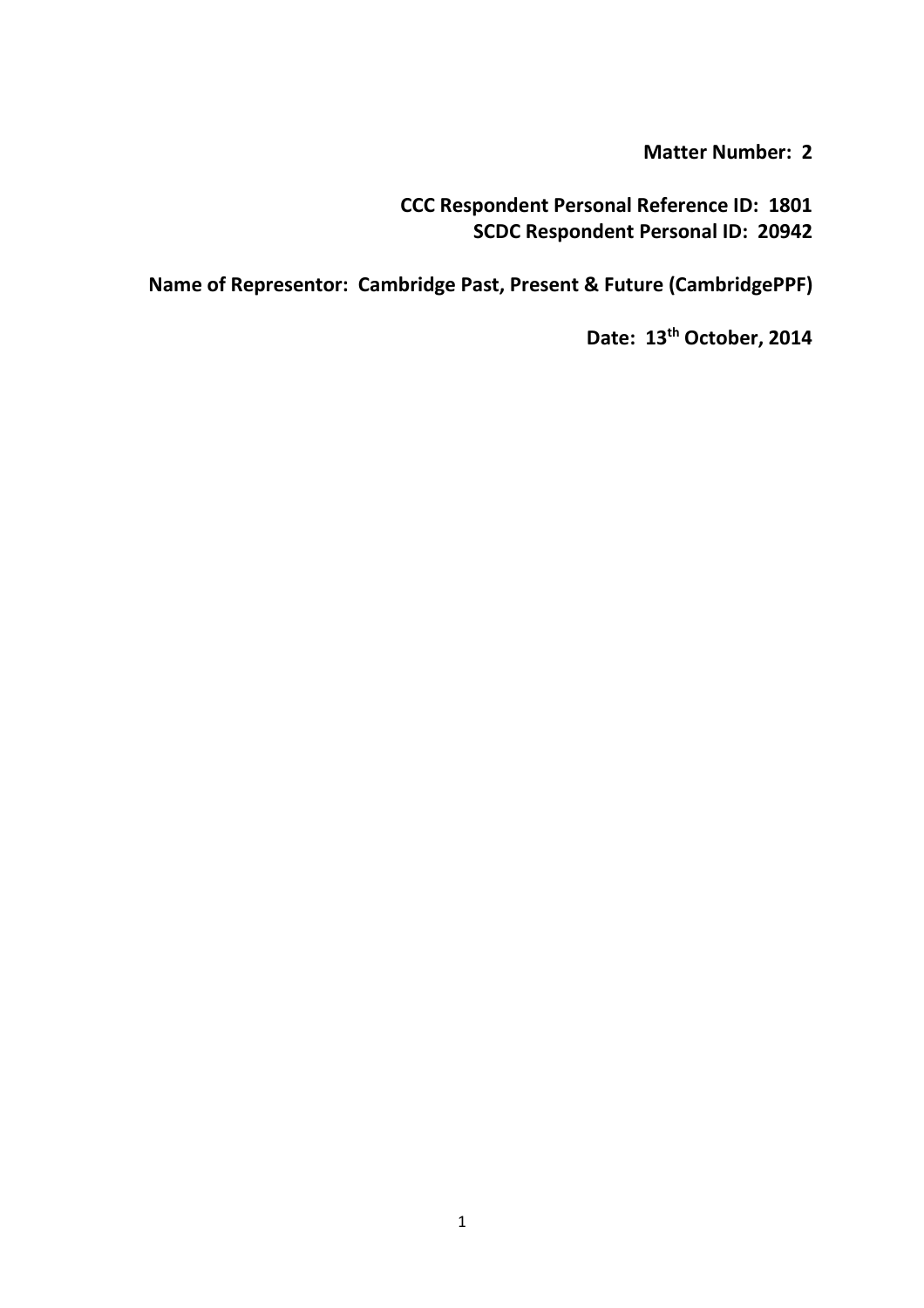**Matter Number: 2**

**CCC Respondent Personal Reference ID: 1801**
**SCDC Respondent Personal ID: 20942**

**Name of Representor: Cambridge Past, Present & Future (CambridgePPF)**

**Date: 13th October, 2014**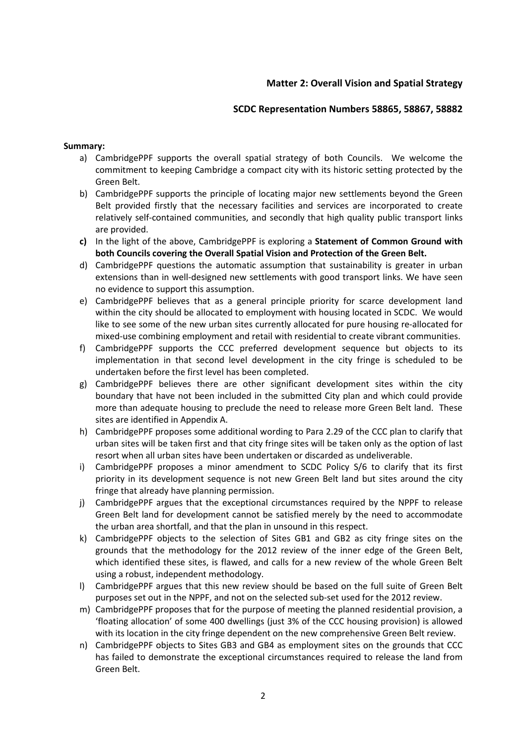**Matter 2: Overall Vision and Spatial Strategy**

**SCDC Representation Numbers 58865, 58867, 58882**

**Summary:**

a) CambridgePPF supports the overall spatial strategy of both Councils. We welcome the commitment to keeping Cambridge a compact city with its historic setting protected by the Green Belt.

b) CambridgePPF supports the principle of locating major new settlements beyond the Green Belt provided firstly that the necessary facilities and services are incorporated to create relatively self-contained communities, and secondly that high quality public transport links are provided.

**c)** In the light of the above, CambridgePPF is exploring a **Statement of Common Ground with both Councils covering the Overall Spatial Vision and Protection of the Green Belt.**

d) CambridgePPF questions the automatic assumption that sustainability is greater in urban extensions than in well-designed new settlements with good transport links. We have seen no evidence to support this assumption.

e) CambridgePPF believes that as a general principle priority for scarce development land within the city should be allocated to employment with housing located in SCDC. We would like to see some of the new urban sites currently allocated for pure housing re-allocated for mixed-use combining employment and retail with residential to create vibrant communities.

f) CambridgePPF supports the CCC preferred development sequence but objects to its implementation in that second level development in the city fringe is scheduled to be undertaken before the first level has been completed.

g) CambridgePPF believes there are other significant development sites within the city boundary that have not been included in the submitted City plan and which could provide more than adequate housing to preclude the need to release more Green Belt land. These sites are identified in Appendix A.

h) CambridgePPF proposes some additional wording to Para 2.29 of the CCC plan to clarify that urban sites will be taken first and that city fringe sites will be taken only as the option of last resort when all urban sites have been undertaken or discarded as undeliverable.

i) CambridgePPF proposes a minor amendment to SCDC Policy S/6 to clarify that its first priority in its development sequence is not new Green Belt land but sites around the city fringe that already have planning permission.

j) CambridgePPF argues that the exceptional circumstances required by the NPPF to release Green Belt land for development cannot be satisfied merely by the need to accommodate the urban area shortfall, and that the plan in unsound in this respect.

k) CambridgePPF objects to the selection of Sites GB1 and GB2 as city fringe sites on the grounds that the methodology for the 2012 review of the inner edge of the Green Belt, which identified these sites, is flawed, and calls for a new review of the whole Green Belt using a robust, independent methodology.

l) CambridgePPF argues that this new review should be based on the full suite of Green Belt purposes set out in the NPPF, and not on the selected sub-set used for the 2012 review.

m) CambridgePPF proposes that for the purpose of meeting the planned residential provision, a 'floating allocation' of some 400 dwellings (just 3% of the CCC housing provision) is allowed with its location in the city fringe dependent on the new comprehensive Green Belt review.

n) CambridgePPF objects to Sites GB3 and GB4 as employment sites on the grounds that CCC has failed to demonstrate the exceptional circumstances required to release the land from Green Belt.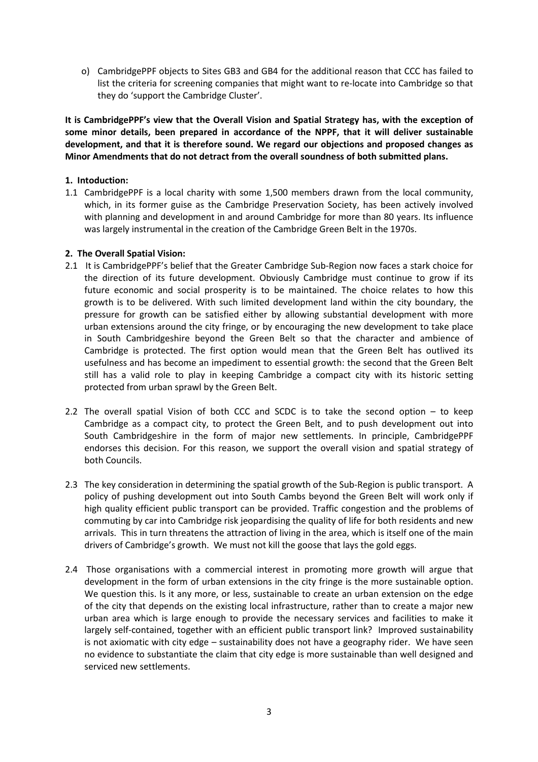o) CambridgePPF objects to Sites GB3 and GB4 for the additional reason that CCC has failed to list the criteria for screening companies that might want to re-locate into Cambridge so that they do 'support the Cambridge Cluster'.

**It is CambridgePPF's view that the Overall Vision and Spatial Strategy has, with the exception of some minor details, been prepared in accordance of the NPPF, that it will deliver sustainable development, and that it is therefore sound. We regard our objections and proposed changes as Minor Amendments that do not detract from the overall soundness of both submitted plans.**

**1. Intoduction:**

1.1 CambridgePPF is a local charity with some 1,500 members drawn from the local community, which, in its former guise as the Cambridge Preservation Society, has been actively involved with planning and development in and around Cambridge for more than 80 years. Its influence was largely instrumental in the creation of the Cambridge Green Belt in the 1970s.

**2. The Overall Spatial Vision:**

2.1 It is CambridgePPF's belief that the Greater Cambridge Sub-Region now faces a stark choice for the direction of its future development. Obviously Cambridge must continue to grow if its future economic and social prosperity is to be maintained. The choice relates to how this growth is to be delivered. With such limited development land within the city boundary, the pressure for growth can be satisfied either by allowing substantial development with more urban extensions around the city fringe, or by encouraging the new development to take place in South Cambridgeshire beyond the Green Belt so that the character and ambience of Cambridge is protected. The first option would mean that the Green Belt has outlived its usefulness and has become an impediment to essential growth: the second that the Green Belt still has a valid role to play in keeping Cambridge a compact city with its historic setting protected from urban sprawl by the Green Belt.

2.2 The overall spatial Vision of both CCC and SCDC is to take the second option – to keep Cambridge as a compact city, to protect the Green Belt, and to push development out into South Cambridgeshire in the form of major new settlements. In principle, CambridgePPF endorses this decision. For this reason, we support the overall vision and spatial strategy of both Councils.

2.3 The key consideration in determining the spatial growth of the Sub-Region is public transport. A policy of pushing development out into South Cambs beyond the Green Belt will work only if high quality efficient public transport can be provided. Traffic congestion and the problems of commuting by car into Cambridge risk jeopardising the quality of life for both residents and new arrivals. This in turn threatens the attraction of living in the area, which is itself one of the main drivers of Cambridge's growth. We must not kill the goose that lays the gold eggs.

2.4 Those organisations with a commercial interest in promoting more growth will argue that development in the form of urban extensions in the city fringe is the more sustainable option. We question this. Is it any more, or less, sustainable to create an urban extension on the edge of the city that depends on the existing local infrastructure, rather than to create a major new urban area which is large enough to provide the necessary services and facilities to make it largely self-contained, together with an efficient public transport link? Improved sustainability is not axiomatic with city edge – sustainability does not have a geography rider. We have seen no evidence to substantiate the claim that city edge is more sustainable than well designed and serviced new settlements.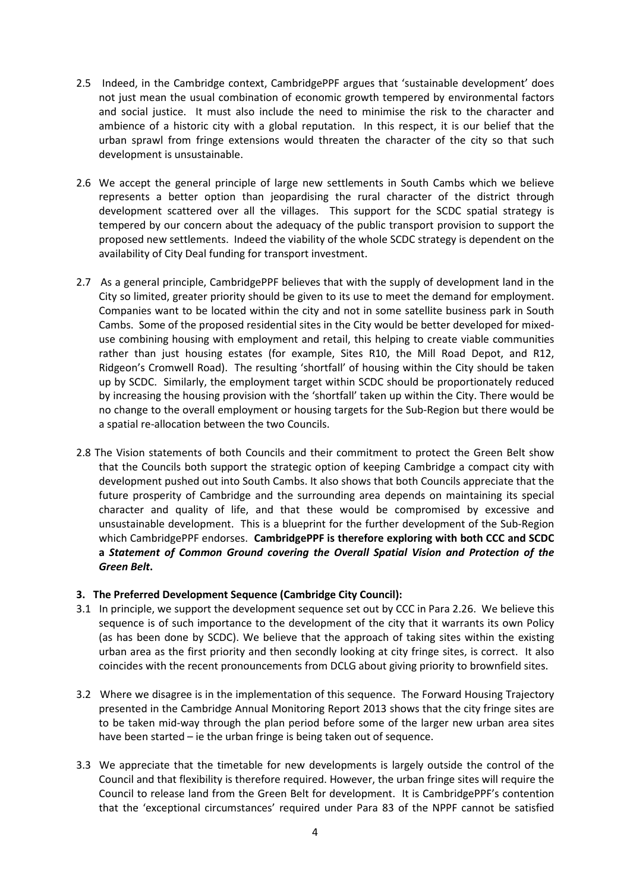2.5 Indeed, in the Cambridge context, CambridgePPF argues that 'sustainable development' does not just mean the usual combination of economic growth tempered by environmental factors and social justice. It must also include the need to minimise the risk to the character and ambience of a historic city with a global reputation. In this respect, it is our belief that the urban sprawl from fringe extensions would threaten the character of the city so that such development is unsustainable.

2.6 We accept the general principle of large new settlements in South Cambs which we believe represents a better option than jeopardising the rural character of the district through development scattered over all the villages. This support for the SCDC spatial strategy is tempered by our concern about the adequacy of the public transport provision to support the proposed new settlements. Indeed the viability of the whole SCDC strategy is dependent on the availability of City Deal funding for transport investment.

2.7 As a general principle, CambridgePPF believes that with the supply of development land in the City so limited, greater priority should be given to its use to meet the demand for employment. Companies want to be located within the city and not in some satellite business park in South Cambs. Some of the proposed residential sites in the City would be better developed for mixed-use combining housing with employment and retail, this helping to create viable communities rather than just housing estates (for example, Sites R10, the Mill Road Depot, and R12, Ridgeon's Cromwell Road). The resulting 'shortfall' of housing within the City should be taken up by SCDC. Similarly, the employment target within SCDC should be proportionately reduced by increasing the housing provision with the 'shortfall' taken up within the City. There would be no change to the overall employment or housing targets for the Sub-Region but there would be a spatial re-allocation between the two Councils.

2.8 The Vision statements of both Councils and their commitment to protect the Green Belt show that the Councils both support the strategic option of keeping Cambridge a compact city with development pushed out into South Cambs. It also shows that both Councils appreciate that the future prosperity of Cambridge and the surrounding area depends on maintaining its special character and quality of life, and that these would be compromised by excessive and unsustainable development. This is a blueprint for the further development of the Sub-Region which CambridgePPF endorses. **CambridgePPF is therefore exploring with both CCC and SCDC a *Statement of Common Ground covering the Overall Spatial Vision and Protection of the Green Belt*.**

### 3. The Preferred Development Sequence (Cambridge City Council):

3.1 In principle, we support the development sequence set out by CCC in Para 2.26. We believe this sequence is of such importance to the development of the city that it warrants its own Policy (as has been done by SCDC). We believe that the approach of taking sites within the existing urban area as the first priority and then secondly looking at city fringe sites, is correct. It also coincides with the recent pronouncements from DCLG about giving priority to brownfield sites.

3.2 Where we disagree is in the implementation of this sequence. The Forward Housing Trajectory presented in the Cambridge Annual Monitoring Report 2013 shows that the city fringe sites are to be taken mid-way through the plan period before some of the larger new urban area sites have been started – ie the urban fringe is being taken out of sequence.

3.3 We appreciate that the timetable for new developments is largely outside the control of the Council and that flexibility is therefore required. However, the urban fringe sites will require the Council to release land from the Green Belt for development. It is CambridgePPF's contention that the 'exceptional circumstances' required under Para 83 of the NPPF cannot be satisfied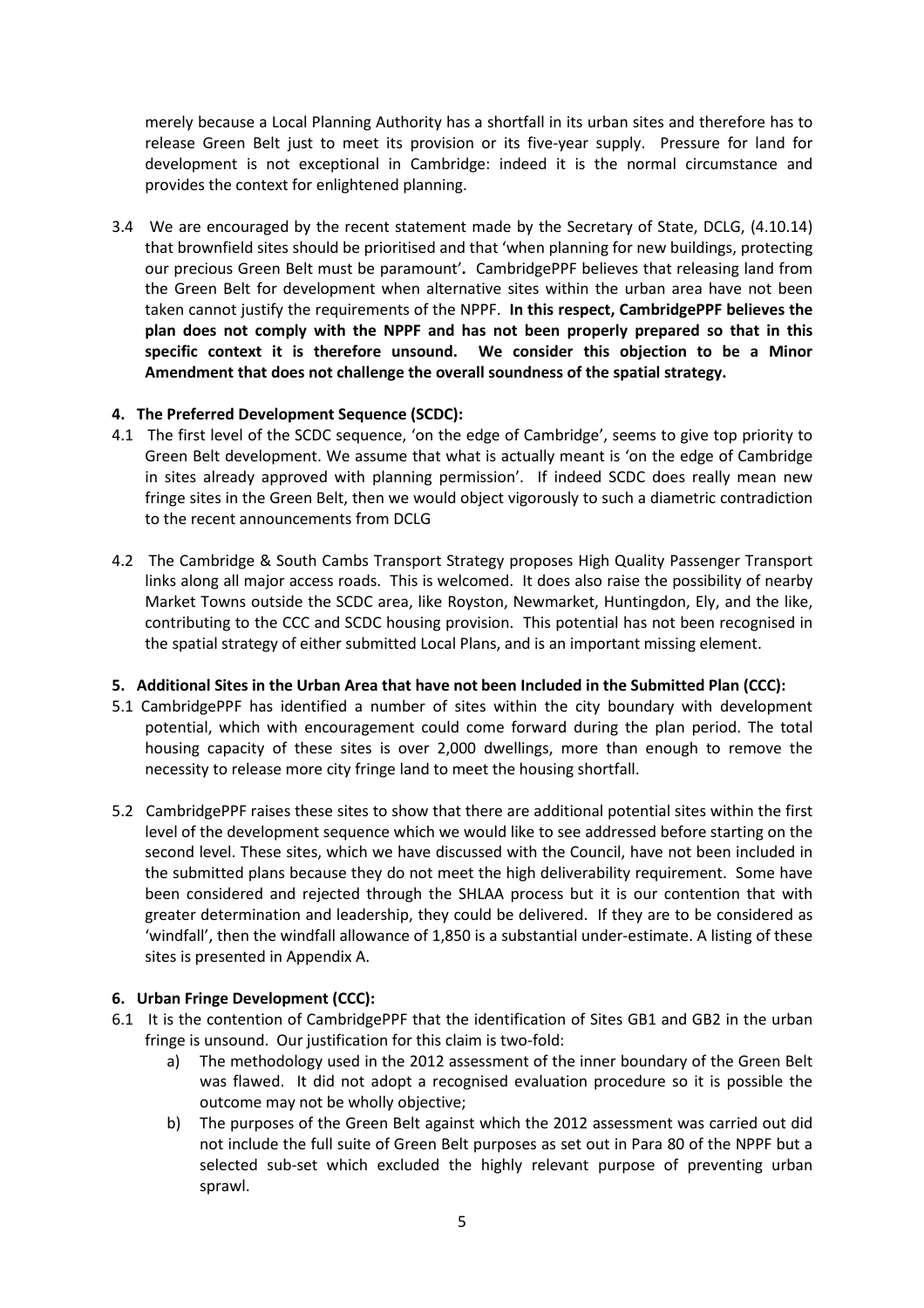merely because a Local Planning Authority has a shortfall in its urban sites and therefore has to release Green Belt just to meet its provision or its five-year supply. Pressure for land for development is not exceptional in Cambridge: indeed it is the normal circumstance and provides the context for enlightened planning.

3.4 We are encouraged by the recent statement made by the Secretary of State, DCLG, (4.10.14) that brownfield sites should be prioritised and that 'when planning for new buildings, protecting our precious Green Belt must be paramount'**.** CambridgePPF believes that releasing land from the Green Belt for development when alternative sites within the urban area have not been taken cannot justify the requirements of the NPPF. **In this respect, CambridgePPF believes the plan does not comply with the NPPF and has not been properly prepared so that in this specific context it is therefore unsound. We consider this objection to be a Minor Amendment that does not challenge the overall soundness of the spatial strategy.**

### 4. The Preferred Development Sequence (SCDC):

4.1 The first level of the SCDC sequence, 'on the edge of Cambridge', seems to give top priority to Green Belt development. We assume that what is actually meant is 'on the edge of Cambridge in sites already approved with planning permission'. If indeed SCDC does really mean new fringe sites in the Green Belt, then we would object vigorously to such a diametric contradiction to the recent announcements from DCLG

4.2 The Cambridge & South Cambs Transport Strategy proposes High Quality Passenger Transport links along all major access roads. This is welcomed. It does also raise the possibility of nearby Market Towns outside the SCDC area, like Royston, Newmarket, Huntingdon, Ely, and the like, contributing to the CCC and SCDC housing provision. This potential has not been recognised in the spatial strategy of either submitted Local Plans, and is an important missing element.

### 5. Additional Sites in the Urban Area that have not been Included in the Submitted Plan (CCC):

5.1 CambridgePPF has identified a number of sites within the city boundary with development potential, which with encouragement could come forward during the plan period. The total housing capacity of these sites is over 2,000 dwellings, more than enough to remove the necessity to release more city fringe land to meet the housing shortfall.

5.2 CambridgePPF raises these sites to show that there are additional potential sites within the first level of the development sequence which we would like to see addressed before starting on the second level. These sites, which we have discussed with the Council, have not been included in the submitted plans because they do not meet the high deliverability requirement. Some have been considered and rejected through the SHLAA process but it is our contention that with greater determination and leadership, they could be delivered. If they are to be considered as 'windfall', then the windfall allowance of 1,850 is a substantial under-estimate. A listing of these sites is presented in Appendix A.

### 6. Urban Fringe Development (CCC):

6.1 It is the contention of CambridgePPF that the identification of Sites GB1 and GB2 in the urban fringe is unsound. Our justification for this claim is two-fold:

a) The methodology used in the 2012 assessment of the inner boundary of the Green Belt was flawed. It did not adopt a recognised evaluation procedure so it is possible the outcome may not be wholly objective;

b) The purposes of the Green Belt against which the 2012 assessment was carried out did not include the full suite of Green Belt purposes as set out in Para 80 of the NPPF but a selected sub-set which excluded the highly relevant purpose of preventing urban sprawl.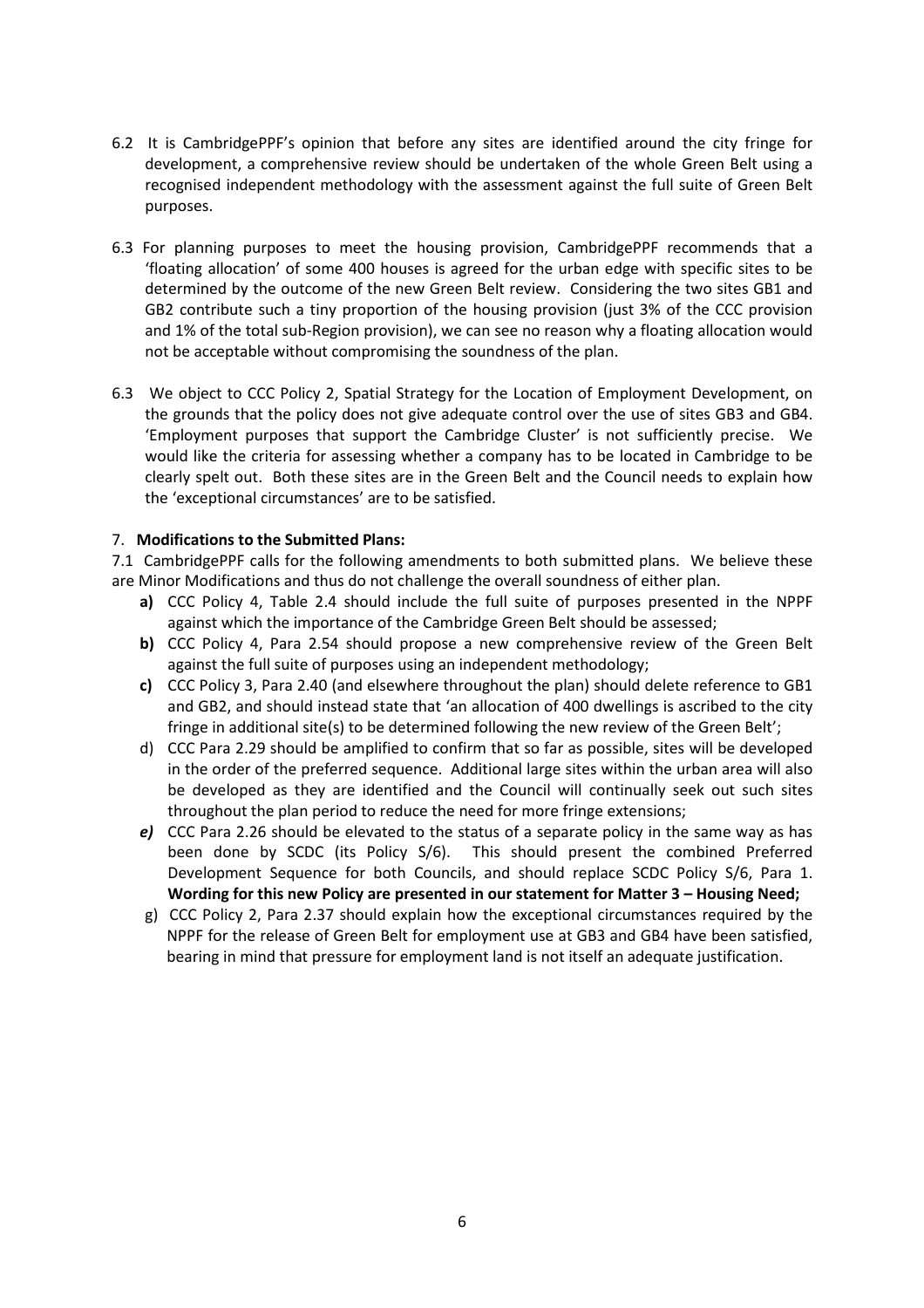6.2 It is CambridgePPF's opinion that before any sites are identified around the city fringe for development, a comprehensive review should be undertaken of the whole Green Belt using a recognised independent methodology with the assessment against the full suite of Green Belt purposes.

6.3 For planning purposes to meet the housing provision, CambridgePPF recommends that a 'floating allocation' of some 400 houses is agreed for the urban edge with specific sites to be determined by the outcome of the new Green Belt review. Considering the two sites GB1 and GB2 contribute such a tiny proportion of the housing provision (just 3% of the CCC provision and 1% of the total sub-Region provision), we can see no reason why a floating allocation would not be acceptable without compromising the soundness of the plan.

6.3 We object to CCC Policy 2, Spatial Strategy for the Location of Employment Development, on the grounds that the policy does not give adequate control over the use of sites GB3 and GB4. 'Employment purposes that support the Cambridge Cluster' is not sufficiently precise. We would like the criteria for assessing whether a company has to be located in Cambridge to be clearly spelt out. Both these sites are in the Green Belt and the Council needs to explain how the 'exceptional circumstances' are to be satisfied.

## 7. **Modifications to the Submitted Plans:**

7.1 CambridgePPF calls for the following amendments to both submitted plans. We believe these are Minor Modifications and thus do not challenge the overall soundness of either plan.

- **a)** CCC Policy 4, Table 2.4 should include the full suite of purposes presented in the NPPF against which the importance of the Cambridge Green Belt should be assessed;
- **b)** CCC Policy 4, Para 2.54 should propose a new comprehensive review of the Green Belt against the full suite of purposes using an independent methodology;
- **c)** CCC Policy 3, Para 2.40 (and elsewhere throughout the plan) should delete reference to GB1 and GB2, and should instead state that 'an allocation of 400 dwellings is ascribed to the city fringe in additional site(s) to be determined following the new review of the Green Belt';
- d) CCC Para 2.29 should be amplified to confirm that so far as possible, sites will be developed in the order of the preferred sequence. Additional large sites within the urban area will also be developed as they are identified and the Council will continually seek out such sites throughout the plan period to reduce the need for more fringe extensions;
- ***e)*** CCC Para 2.26 should be elevated to the status of a separate policy in the same way as has been done by SCDC (its Policy S/6). This should present the combined Preferred Development Sequence for both Councils, and should replace SCDC Policy S/6, Para 1. **Wording for this new Policy are presented in our statement for Matter 3 – Housing Need;**
- g) CCC Policy 2, Para 2.37 should explain how the exceptional circumstances required by the NPPF for the release of Green Belt for employment use at GB3 and GB4 have been satisfied, bearing in mind that pressure for employment land is not itself an adequate justification.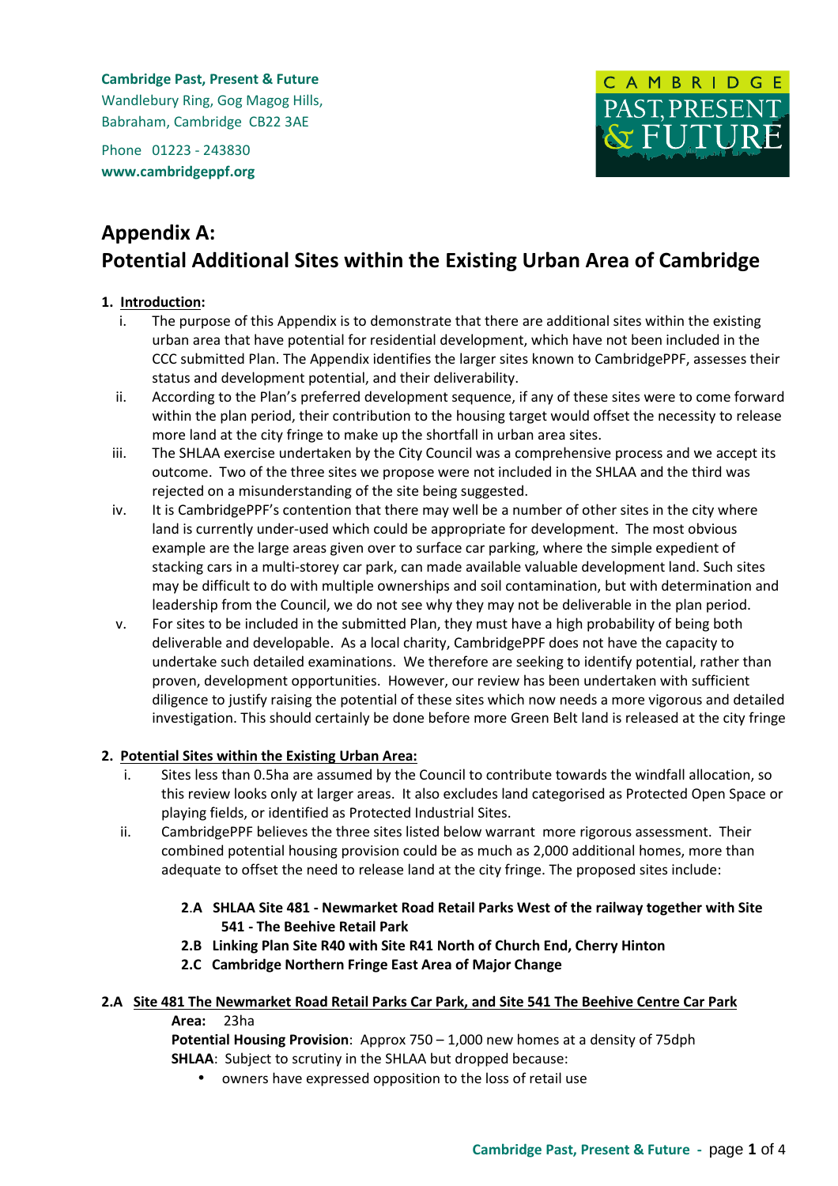Cambridge Past, Present & Future
Wandlebury Ring, Gog Magog Hills,
Babraham, Cambridge CB22 3AE

Phone 01223 - 243830
www.cambridgeppf.org

# Appendix A: Potential Additional Sites within the Existing Urban Area of Cambridge

## 1. Introduction:

i. The purpose of this Appendix is to demonstrate that there are additional sites within the existing urban area that have potential for residential development, which have not been included in the CCC submitted Plan. The Appendix identifies the larger sites known to CambridgePPF, assesses their status and development potential, and their deliverability.

ii. According to the Plan's preferred development sequence, if any of these sites were to come forward within the plan period, their contribution to the housing target would offset the necessity to release more land at the city fringe to make up the shortfall in urban area sites.

iii. The SHLAA exercise undertaken by the City Council was a comprehensive process and we accept its outcome. Two of the three sites we propose were not included in the SHLAA and the third was rejected on a misunderstanding of the site being suggested.

iv. It is CambridgePPF's contention that there may well be a number of other sites in the city where land is currently under-used which could be appropriate for development. The most obvious example are the large areas given over to surface car parking, where the simple expedient of stacking cars in a multi-storey car park, can made available valuable development land. Such sites may be difficult to do with multiple ownerships and soil contamination, but with determination and leadership from the Council, we do not see why they may not be deliverable in the plan period.

v. For sites to be included in the submitted Plan, they must have a high probability of being both deliverable and developable. As a local charity, CambridgePPF does not have the capacity to undertake such detailed examinations. We therefore are seeking to identify potential, rather than proven, development opportunities. However, our review has been undertaken with sufficient diligence to justify raising the potential of these sites which now needs a more vigorous and detailed investigation. This should certainly be done before more Green Belt land is released at the city fringe

## 2. Potential Sites within the Existing Urban Area:

i. Sites less than 0.5ha are assumed by the Council to contribute towards the windfall allocation, so this review looks only at larger areas. It also excludes land categorised as Protected Open Space or playing fields, or identified as Protected Industrial Sites.

ii. CambridgePPF believes the three sites listed below warrant more rigorous assessment. Their combined potential housing provision could be as much as 2,000 additional homes, more than adequate to offset the need to release land at the city fringe. The proposed sites include:

- **2.A SHLAA Site 481 - Newmarket Road Retail Parks West of the railway together with Site 541 - The Beehive Retail Park**
- **2.B Linking Plan Site R40 with Site R41 North of Church End, Cherry Hinton**
- **2.C Cambridge Northern Fringe East Area of Major Change**

### 2.A Site 481 The Newmarket Road Retail Parks Car Park, and Site 541 The Beehive Centre Car Park

**Area:** 23ha

**Potential Housing Provision**: Approx 750 – 1,000 new homes at a density of 75dph

**SHLAA**: Subject to scrutiny in the SHLAA but dropped because:

- owners have expressed opposition to the loss of retail use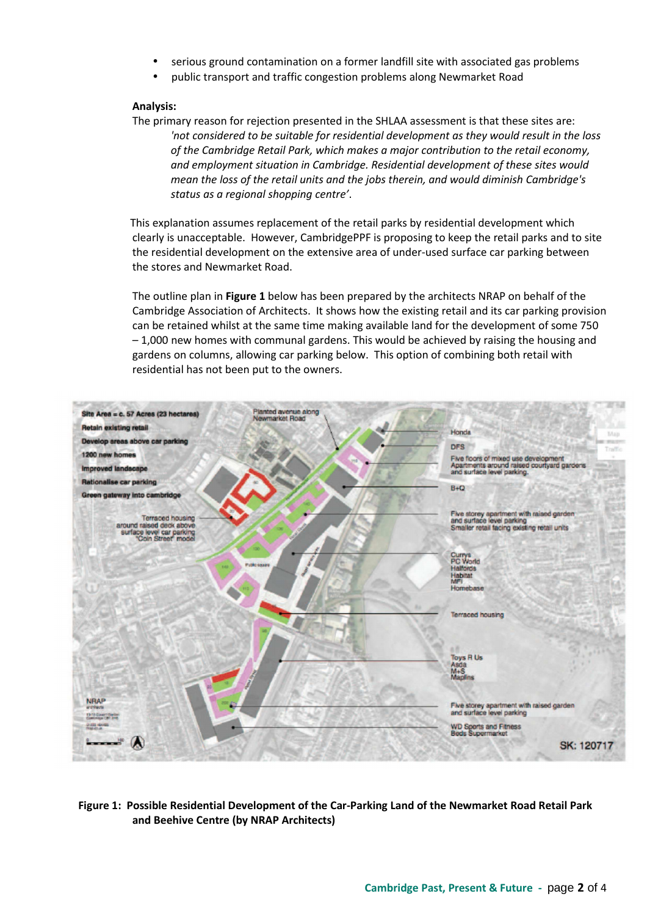- serious ground contamination on a former landfill site with associated gas problems
- public transport and traffic congestion problems along Newmarket Road

**Analysis:**

The primary reason for rejection presented in the SHLAA assessment is that these sites are:

> *'not considered to be suitable for residential development as they would result in the loss of the Cambridge Retail Park, which makes a major contribution to the retail economy, and employment situation in Cambridge. Residential development of these sites would mean the loss of the retail units and the jobs therein, and would diminish Cambridge's status as a regional shopping centre'*.

This explanation assumes replacement of the retail parks by residential development which clearly is unacceptable. However, CambridgePPF is proposing to keep the retail parks and to site the residential development on the extensive area of under-used surface car parking between the stores and Newmarket Road.

The outline plan in **Figure 1** below has been prepared by the architects NRAP on behalf of the Cambridge Association of Architects. It shows how the existing retail and its car parking provision can be retained whilst at the same time making available land for the development of some 750 – 1,000 new homes with communal gardens. This would be achieved by raising the housing and gardens on columns, allowing car parking below. This option of combining both retail with residential has not been put to the owners.

**Figure 1: Possible Residential Development of the Car-Parking Land of the Newmarket Road Retail Park and Beehive Centre (by NRAP Architects)**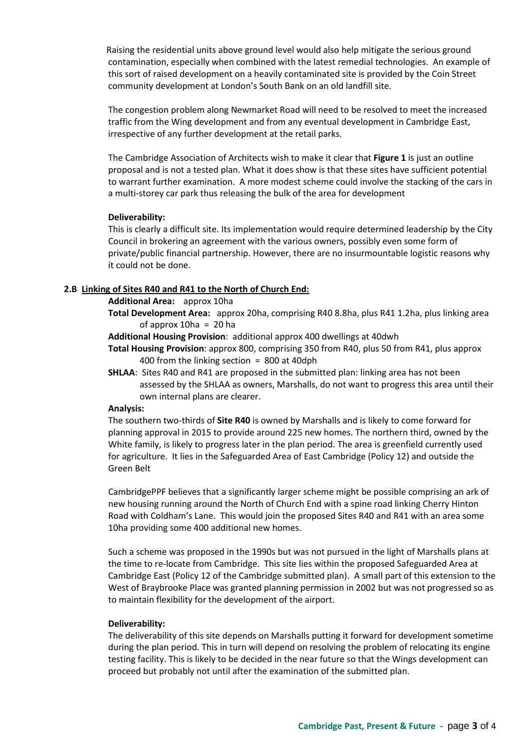Raising the residential units above ground level would also help mitigate the serious ground contamination, especially when combined with the latest remedial technologies. An example of this sort of raised development on a heavily contaminated site is provided by the Coin Street community development at London's South Bank on an old landfill site.

The congestion problem along Newmarket Road will need to be resolved to meet the increased traffic from the Wing development and from any eventual development in Cambridge East, irrespective of any further development at the retail parks.

The Cambridge Association of Architects wish to make it clear that **Figure 1** is just an outline proposal and is not a tested plan. What it does show is that these sites have sufficient potential to warrant further examination. A more modest scheme could involve the stacking of the cars in a multi-storey car park thus releasing the bulk of the area for development

**Deliverability:**

This is clearly a difficult site. Its implementation would require determined leadership by the City Council in brokering an agreement with the various owners, possibly even some form of private/public financial partnership. However, there are no insurmountable logistic reasons why it could not be done.

### 2.B <u>Linking of Sites R40 and R41 to the North of Church End:</u>

**Additional Area:** approx 10ha

**Total Development Area:** approx 20ha, comprising R40 8.8ha, plus R41 1.2ha, plus linking area of approx 10ha = 20 ha

**Additional Housing Provision**: additional approx 400 dwellings at 40dwh

**Total Housing Provision**: approx 800, comprising 350 from R40, plus 50 from R41, plus approx 400 from the linking section = 800 at 40dph

**SHLAA**: Sites R40 and R41 are proposed in the submitted plan: linking area has not been assessed by the SHLAA as owners, Marshalls, do not want to progress this area until their own internal plans are clearer.

**Analysis:**

The southern two-thirds of **Site R40** is owned by Marshalls and is likely to come forward for planning approval in 2015 to provide around 225 new homes. The northern third, owned by the White family, is likely to progress later in the plan period. The area is greenfield currently used for agriculture. It lies in the Safeguarded Area of East Cambridge (Policy 12) and outside the Green Belt

CambridgePPF believes that a significantly larger scheme might be possible comprising an ark of new housing running around the North of Church End with a spine road linking Cherry Hinton Road with Coldham's Lane. This would join the proposed Sites R40 and R41 with an area some 10ha providing some 400 additional new homes.

Such a scheme was proposed in the 1990s but was not pursued in the light of Marshalls plans at the time to re-locate from Cambridge. This site lies within the proposed Safeguarded Area at Cambridge East (Policy 12 of the Cambridge submitted plan). A small part of this extension to the West of Braybrooke Place was granted planning permission in 2002 but was not progressed so as to maintain flexibility for the development of the airport.

**Deliverability:**

The deliverability of this site depends on Marshalls putting it forward for development sometime during the plan period. This in turn will depend on resolving the problem of relocating its engine testing facility. This is likely to be decided in the near future so that the Wings development can proceed but probably not until after the examination of the submitted plan.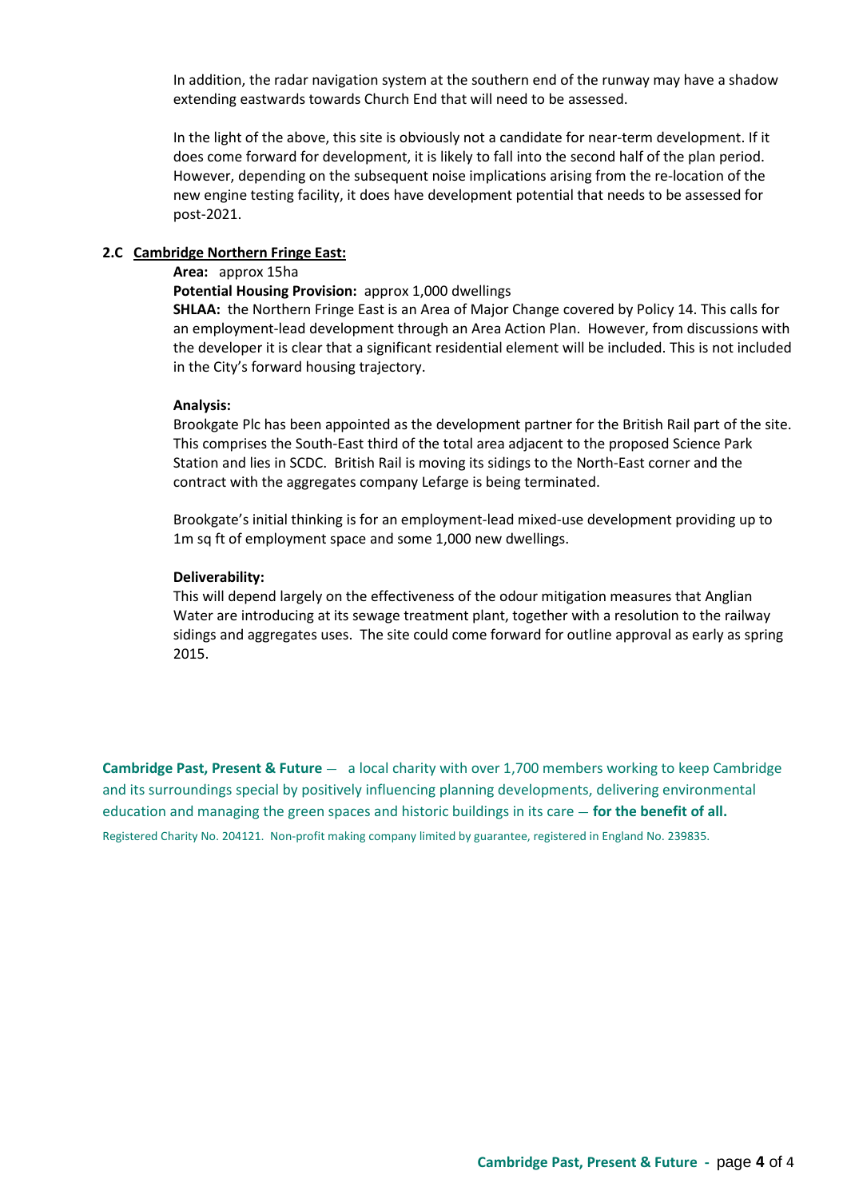In addition, the radar navigation system at the southern end of the runway may have a shadow extending eastwards towards Church End that will need to be assessed.

In the light of the above, this site is obviously not a candidate for near-term development. If it does come forward for development, it is likely to fall into the second half of the plan period. However, depending on the subsequent noise implications arising from the re-location of the new engine testing facility, it does have development potential that needs to be assessed for post-2021.

### 2.C Cambridge Northern Fringe East:

**Area:** approx 15ha

**Potential Housing Provision:** approx 1,000 dwellings

**SHLAA:** the Northern Fringe East is an Area of Major Change covered by Policy 14. This calls for an employment-lead development through an Area Action Plan. However, from discussions with the developer it is clear that a significant residential element will be included. This is not included in the City's forward housing trajectory.

**Analysis:**

Brookgate Plc has been appointed as the development partner for the British Rail part of the site. This comprises the South-East third of the total area adjacent to the proposed Science Park Station and lies in SCDC. British Rail is moving its sidings to the North-East corner and the contract with the aggregates company Lefarge is being terminated.

Brookgate's initial thinking is for an employment-lead mixed-use development providing up to 1m sq ft of employment space and some 1,000 new dwellings.

**Deliverability:**

This will depend largely on the effectiveness of the odour mitigation measures that Anglian Water are introducing at its sewage treatment plant, together with a resolution to the railway sidings and aggregates uses. The site could come forward for outline approval as early as spring 2015.

**Cambridge Past, Present & Future** – a local charity with over 1,700 members working to keep Cambridge and its surroundings special by positively influencing planning developments, delivering environmental education and managing the green spaces and historic buildings in its care – **for the benefit of all.**

Registered Charity No. 204121. Non-profit making company limited by guarantee, registered in England No. 239835.